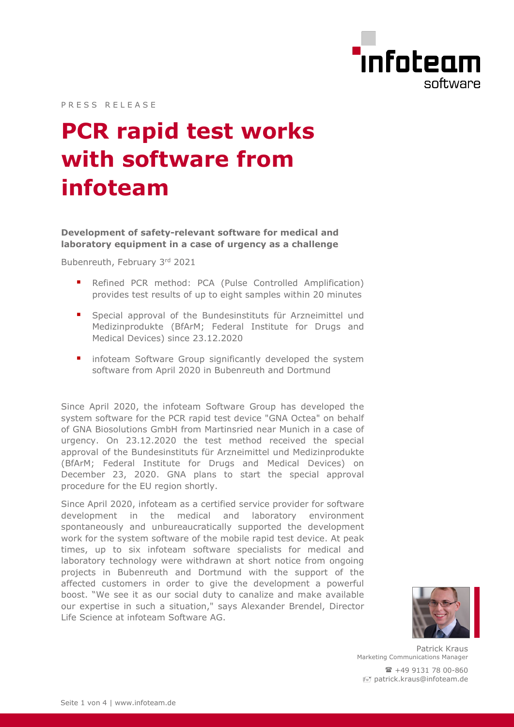PRESS RELEASE

# PCR rapid test works with software from infoteam

**Development of safety-relevant software for medical and laboratory equipment in a case of urgency as a challenge**

Bubenreuth, February 3rd 2021

- Refined PCR method: PCA (Pulse Controlled Amplification) provides test results of up to eight samples within 20 minutes
- Special approval of the Bundesinstituts für Arzneimittel und Medizinprodukte (BfArM; Federal Institute for Drugs and Medical Devices) since 23.12.2020
- infoteam Software Group significantly developed the system software from April 2020 in Bubenreuth and Dortmund

Since April 2020, the infoteam Software Group has developed the system software for the PCR rapid test device "GNA Octea" on behalf of GNA Biosolutions GmbH from Martinsried near Munich in a case of urgency. On 23.12.2020 the test method received the special approval of the Bundesinstituts für Arzneimittel und Medizinprodukte (BfArM; Federal Institute for Drugs and Medical Devices) on December 23, 2020. GNA plans to start the special approval procedure for the EU region shortly.

Since April 2020, infoteam as a certified service provider for software development in the medical and laboratory environment spontaneously and unbureaucratically supported the development work for the system software of the mobile rapid test device. At peak times, up to six infoteam software specialists for medical and laboratory technology were withdrawn at short notice from ongoing projects in Bubenreuth and Dortmund with the support of the affected customers in order to give the development a powerful boost. "We see it as our social duty to canalize and make available our expertise in such a situation," says Alexander Brendel, Director Life Science at infoteam Software AG.

Patrick Kraus
Marketing Communications Manager

☎ +49 9131 78 00-860
patrick.kraus@infoteam.de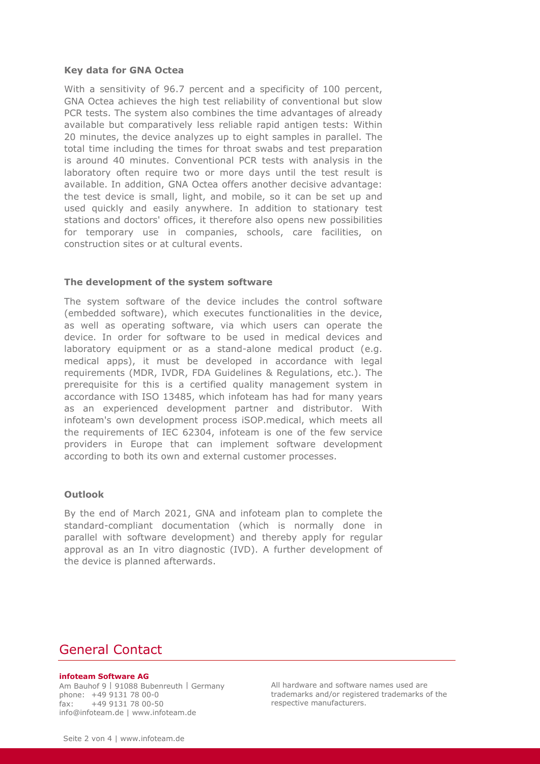### Key data for GNA Octea

With a sensitivity of 96.7 percent and a specificity of 100 percent, GNA Octea achieves the high test reliability of conventional but slow PCR tests. The system also combines the time advantages of already available but comparatively less reliable rapid antigen tests: Within 20 minutes, the device analyzes up to eight samples in parallel. The total time including the times for throat swabs and test preparation is around 40 minutes. Conventional PCR tests with analysis in the laboratory often require two or more days until the test result is available. In addition, GNA Octea offers another decisive advantage: the test device is small, light, and mobile, so it can be set up and used quickly and easily anywhere. In addition to stationary test stations and doctors' offices, it therefore also opens new possibilities for temporary use in companies, schools, care facilities, on construction sites or at cultural events.

### The development of the system software

The system software of the device includes the control software (embedded software), which executes functionalities in the device, as well as operating software, via which users can operate the device. In order for software to be used in medical devices and laboratory equipment or as a stand-alone medical product (e.g. medical apps), it must be developed in accordance with legal requirements (MDR, IVDR, FDA Guidelines & Regulations, etc.). The prerequisite for this is a certified quality management system in accordance with ISO 13485, which infoteam has had for many years as an experienced development partner and distributor. With infoteam's own development process iSOP.medical, which meets all the requirements of IEC 62304, infoteam is one of the few service providers in Europe that can implement software development according to both its own and external customer processes.

### Outlook

By the end of March 2021, GNA and infoteam plan to complete the standard-compliant documentation (which is normally done in parallel with software development) and thereby apply for regular approval as an In vitro diagnostic (IVD). A further development of the device is planned afterwards.

## General Contact

**infoteam Software AG**
Am Bauhof 9 | 91088 Bubenreuth | Germany
phone: +49 9131 78 00-0
fax: +49 9131 78 00-50
info@infoteam.de | www.infoteam.de

All hardware and software names used are trademarks and/or registered trademarks of the respective manufacturers.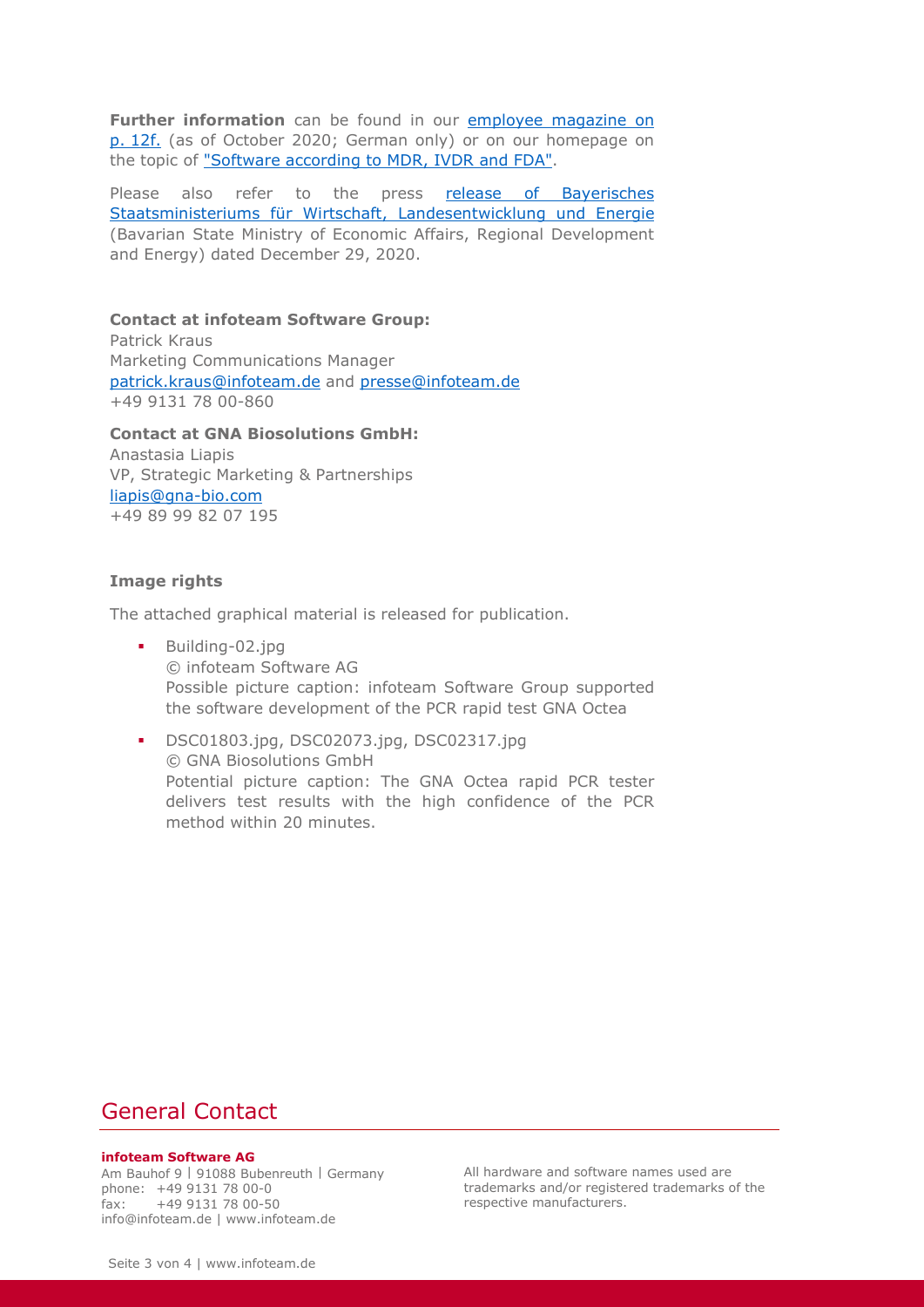**Further information** can be found in our [employee magazine on p. 12f.]() (as of October 2020; German only) or on our homepage on the topic of ["Software according to MDR, IVDR and FDA"]().

Please also refer to the press [release of Bayerisches Staatsministeriums für Wirtschaft, Landesentwicklung und Energie]() (Bavarian State Ministry of Economic Affairs, Regional Development and Energy) dated December 29, 2020.

**Contact at infoteam Software Group:**
Patrick Kraus
Marketing Communications Manager
patrick.kraus@infoteam.de and presse@infoteam.de
+49 9131 78 00-860

**Contact at GNA Biosolutions GmbH:**
Anastasia Liapis
VP, Strategic Marketing & Partnerships
liapis@gna-bio.com
+49 89 99 82 07 195

**Image rights**

The attached graphical material is released for publication.

- Building-02.jpg
  © infoteam Software AG
  Possible picture caption: infoteam Software Group supported the software development of the PCR rapid test GNA Octea
- DSC01803.jpg, DSC02073.jpg, DSC02317.jpg
  © GNA Biosolutions GmbH
  Potential picture caption: The GNA Octea rapid PCR tester delivers test results with the high confidence of the PCR method within 20 minutes.

## General Contact

**infoteam Software AG**
Am Bauhof 9 | 91088 Bubenreuth | Germany
phone: +49 9131 78 00-0
fax: +49 9131 78 00-50
info@infoteam.de | www.infoteam.de

All hardware and software names used are trademarks and/or registered trademarks of the respective manufacturers.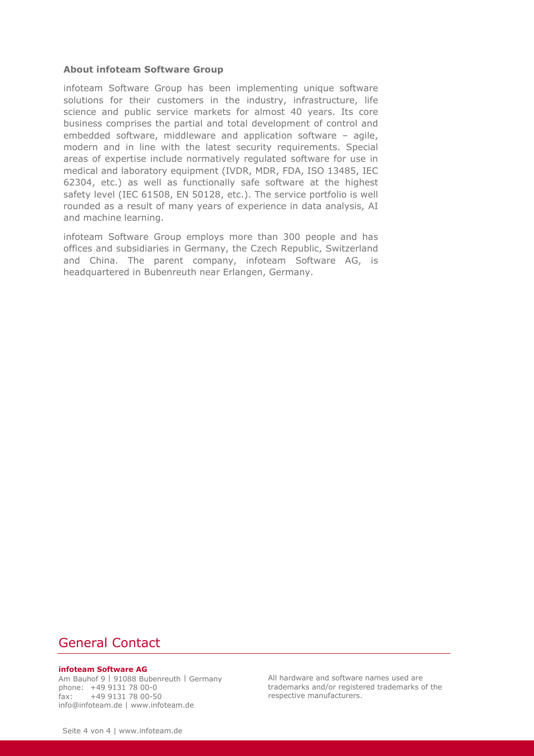### About infoteam Software Group

infoteam Software Group has been implementing unique software solutions for their customers in the industry, infrastructure, life science and public service markets for almost 40 years. Its core business comprises the partial and total development of control and embedded software, middleware and application software – agile, modern and in line with the latest security requirements. Special areas of expertise include normatively regulated software for use in medical and laboratory equipment (IVDR, MDR, FDA, ISO 13485, IEC 62304, etc.) as well as functionally safe software at the highest safety level (IEC 61508, EN 50128, etc.). The service portfolio is well rounded as a result of many years of experience in data analysis, AI and machine learning.

infoteam Software Group employs more than 300 people and has offices and subsidiaries in Germany, the Czech Republic, Switzerland and China. The parent company, infoteam Software AG, is headquartered in Bubenreuth near Erlangen, Germany.

## General Contact

**infoteam Software AG**
Am Bauhof 9 | 91088 Bubenreuth | Germany
phone: +49 9131 78 00-0
fax: +49 9131 78 00-50
info@infoteam.de | www.infoteam.de

All hardware and software names used are trademarks and/or registered trademarks of the respective manufacturers.